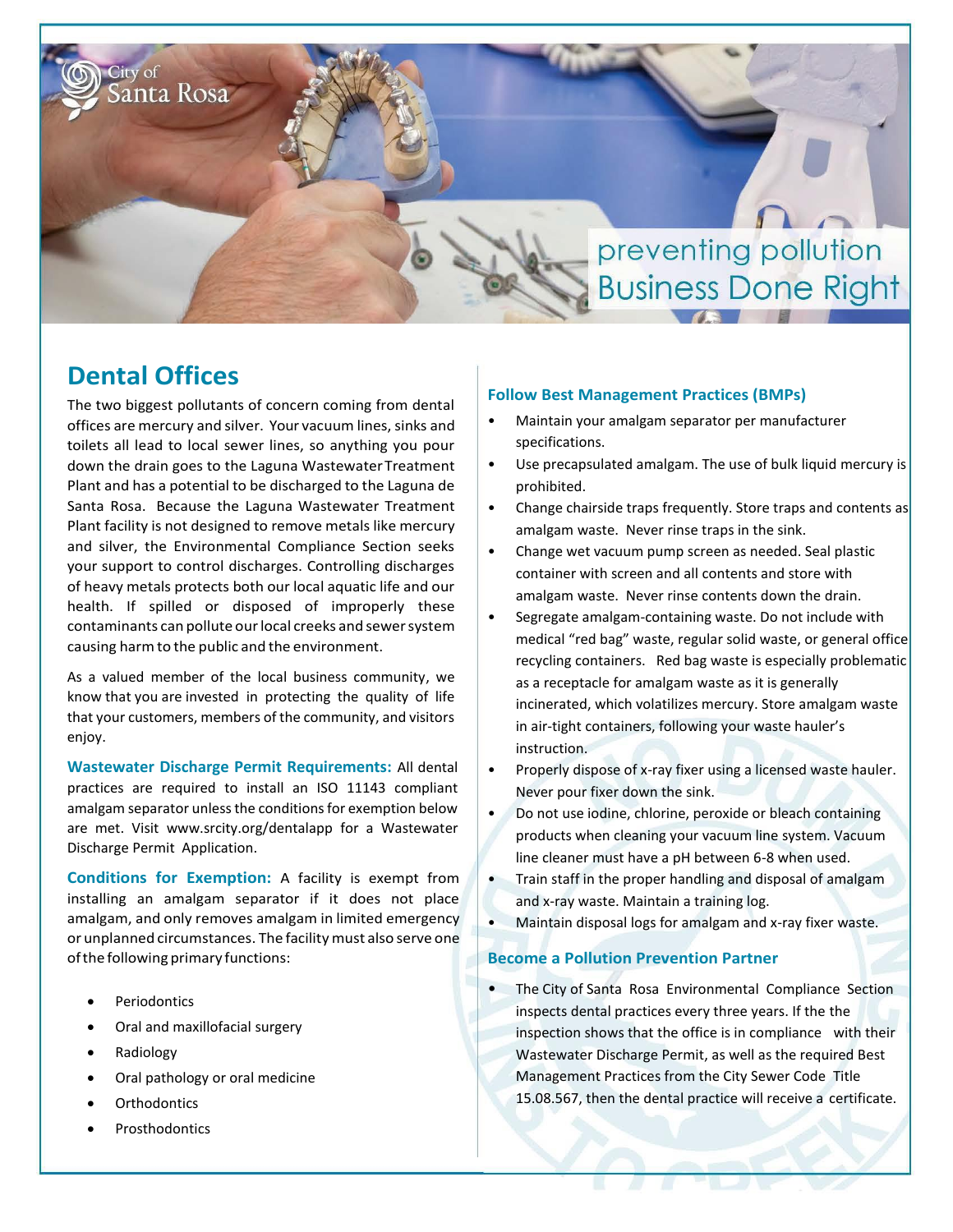City of Santa Rosa

preventing pollution
Business Done Right

## Dental Offices

The two biggest pollutants of concern coming from dental offices are mercury and silver. Your vacuum lines, sinks and toilets all lead to local sewer lines, so anything you pour down the drain goes to the Laguna Wastewater Treatment Plant and has a potential to be discharged to the Laguna de Santa Rosa. Because the Laguna Wastewater Treatment Plant facility is not designed to remove metals like mercury and silver, the Environmental Compliance Section seeks your support to control discharges. Controlling discharges of heavy metals protects both our local aquatic life and our health. If spilled or disposed of improperly these contaminants can pollute our local creeks and sewer system causing harm to the public and the environment.

As a valued member of the local business community, we know that you are invested in protecting the quality of life that your customers, members of the community, and visitors enjoy.

**Wastewater Discharge Permit Requirements:** All dental practices are required to install an ISO 11143 compliant amalgam separator unless the conditions for exemption below are met. Visit www.srcity.org/dentalapp for a Wastewater Discharge Permit Application.

**Conditions for Exemption:** A facility is exempt from installing an amalgam separator if it does not place amalgam, and only removes amalgam in limited emergency or unplanned circumstances. The facility must also serve one of the following primary functions:

- Periodontics
- Oral and maxillofacial surgery
- Radiology
- Oral pathology or oral medicine
- Orthodontics
- Prosthodontics

### Follow Best Management Practices (BMPs)

- Maintain your amalgam separator per manufacturer specifications.
- Use precapsulated amalgam. The use of bulk liquid mercury is prohibited.
- Change chairside traps frequently. Store traps and contents as amalgam waste. Never rinse traps in the sink.
- Change wet vacuum pump screen as needed. Seal plastic container with screen and all contents and store with amalgam waste. Never rinse contents down the drain.
- Segregate amalgam-containing waste. Do not include with medical "red bag" waste, regular solid waste, or general office recycling containers. Red bag waste is especially problematic as a receptacle for amalgam waste as it is generally incinerated, which volatilizes mercury. Store amalgam waste in air-tight containers, following your waste hauler's instruction.
- Properly dispose of x-ray fixer using a licensed waste hauler. Never pour fixer down the sink.
- Do not use iodine, chlorine, peroxide or bleach containing products when cleaning your vacuum line system. Vacuum line cleaner must have a pH between 6-8 when used.
- Train staff in the proper handling and disposal of amalgam and x-ray waste. Maintain a training log.
- Maintain disposal logs for amalgam and x-ray fixer waste.

### Become a Pollution Prevention Partner

- The City of Santa Rosa Environmental Compliance Section inspects dental practices every three years. If the the inspection shows that the office is in compliance with their Wastewater Discharge Permit, as well as the required Best Management Practices from the City Sewer Code Title 15.08.567, then the dental practice will receive a certificate.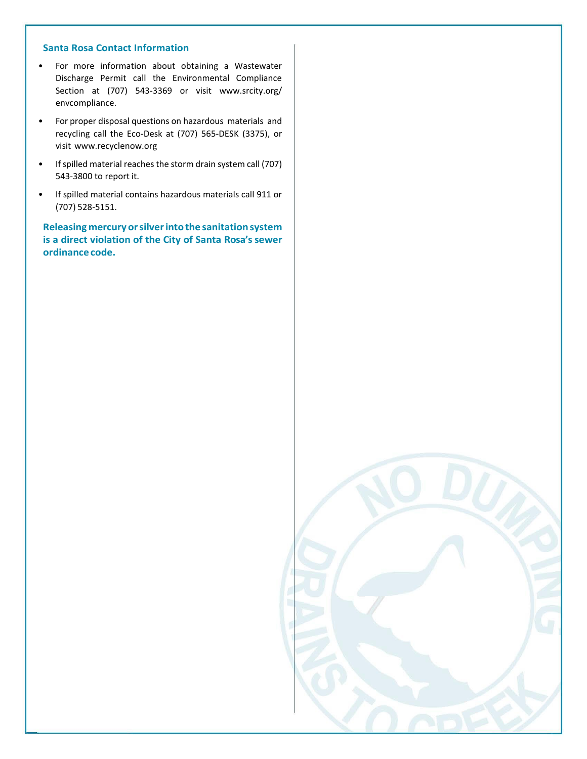## Santa Rosa Contact Information

- For more information about obtaining a Wastewater Discharge Permit call the Environmental Compliance Section at (707) 543-3369 or visit www.srcity.org/envcompliance.
- For proper disposal questions on hazardous materials and recycling call the Eco-Desk at (707) 565-DESK (3375), or visit www.recyclenow.org
- If spilled material reaches the storm drain system call (707) 543-3800 to report it.
- If spilled material contains hazardous materials call 911 or (707) 528-5151.

**Releasing mercury or silver into the sanitation system is a direct violation of the City of Santa Rosa's sewer ordinance code.**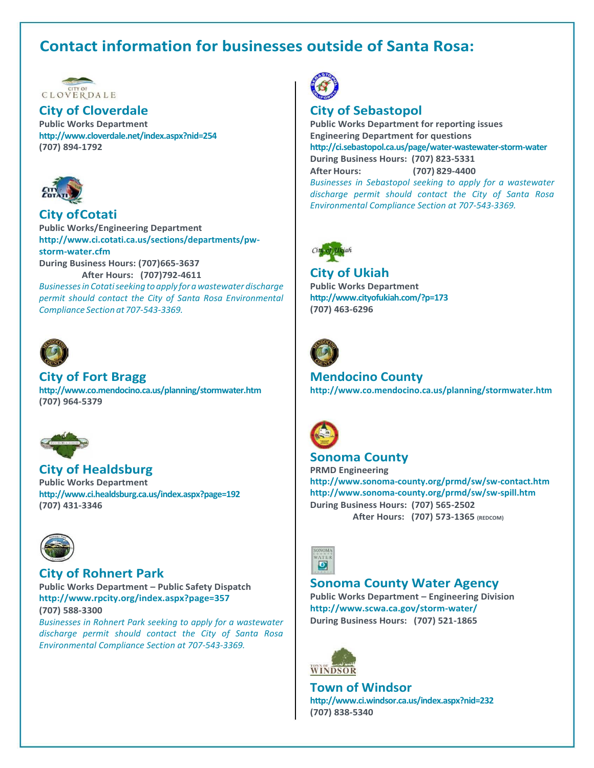# Contact information for businesses outside of Santa Rosa:

## City of Cloverdale

**Public Works Department**
**http://www.cloverdale.net/index.aspx?nid=254**
**(707) 894-1792**

## City ofCotati

**Public Works/Engineering Department**
**http://www.ci.cotati.ca.us/sections/departments/pw-storm-water.cfm**
**During Business Hours: (707)665-3637**
**After Hours: (707)792-4611**

*Businesses in Cotati seeking to apply for a wastewater discharge permit should contact the City of Santa Rosa Environmental Compliance Section at 707-543-3369.*

## City of Fort Bragg

**http://www.co.mendocino.ca.us/planning/stormwater.htm**
**(707) 964-5379**

## City of Healdsburg

**Public Works Department**
**http://www.ci.healdsburg.ca.us/index.aspx?page=192**
**(707) 431-3346**

## City of Rohnert Park

**Public Works Department – Public Safety Dispatch**
**http://www.rpcity.org/index.aspx?page=357**
**(707) 588-3300**

*Businesses in Rohnert Park seeking to apply for a wastewater discharge permit should contact the City of Santa Rosa Environmental Compliance Section at 707-543-3369.*

## City of Sebastopol

**Public Works Department for reporting issues**
**Engineering Department for questions**
**http://ci.sebastopol.ca.us/page/water-wastewater-storm-water**
**During Business Hours: (707) 823-5331**
**After Hours: (707) 829-4400**

*Businesses in Sebastopol seeking to apply for a wastewater discharge permit should contact the City of Santa Rosa Environmental Compliance Section at 707-543-3369.*

## City of Ukiah

**Public Works Department**
**http://www.cityofukiah.com/?p=173**
**(707) 463-6296**

## Mendocino County

**http://www.co.mendocino.ca.us/planning/stormwater.htm**

## Sonoma County

**PRMD Engineering**
**http://www.sonoma-county.org/prmd/sw/sw-contact.htm**
**http://www.sonoma-county.org/prmd/sw/sw-spill.htm**
**During Business Hours: (707) 565-2502**
**After Hours: (707) 573-1365 (REDCOM)**

## Sonoma County Water Agency

**Public Works Department – Engineering Division**
**http://www.scwa.ca.gov/storm-water/**
**During Business Hours: (707) 521-1865**

## Town of Windsor

**http://www.ci.windsor.ca.us/index.aspx?nid=232**
**(707) 838-5340**